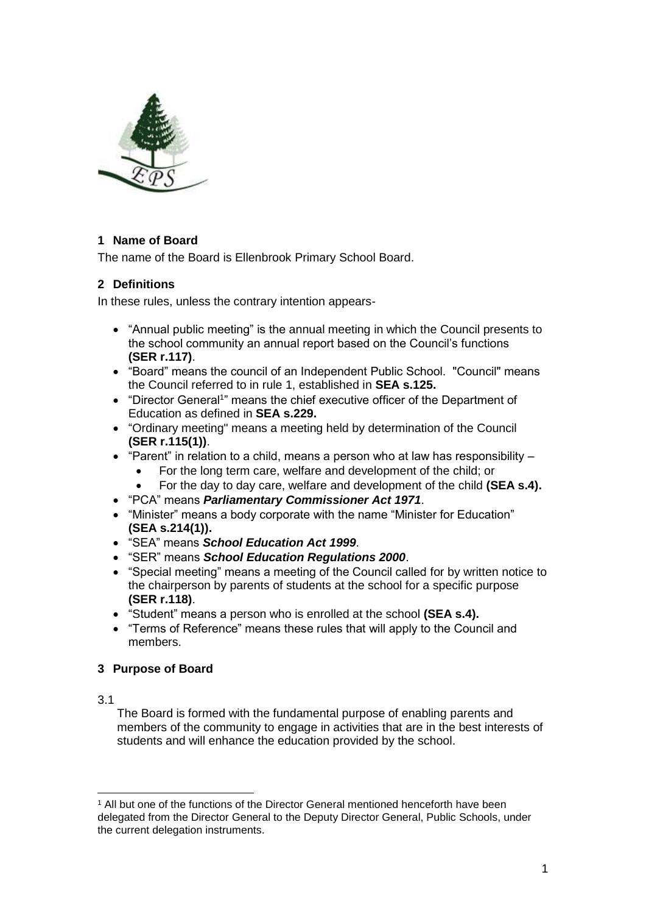## 1 Name of Board

The name of the Board is Ellenbrook Primary School Board.

## 2 Definitions

In these rules, unless the contrary intention appears-

- "Annual public meeting" is the annual meeting in which the Council presents to the school community an annual report based on the Council's functions **(SER r.117)**.
- "Board" means the council of an Independent Public School. "Council" means the Council referred to in rule 1, established in **SEA s.125.**
- "Director General[1]" means the chief executive officer of the Department of Education as defined in **SEA s.229.**
- "Ordinary meeting" means a meeting held by determination of the Council **(SER r.115(1))**.
- "Parent" in relation to a child, means a person who at law has responsibility –
  - For the long term care, welfare and development of the child; or
  - For the day to day care, welfare and development of the child **(SEA s.4).**
- "PCA" means ***Parliamentary Commissioner Act 1971***.
- "Minister" means a body corporate with the name "Minister for Education" **(SEA s.214(1)).**
- "SEA" means ***School Education Act 1999***.
- "SER" means ***School Education Regulations 2000***.
- "Special meeting" means a meeting of the Council called for by written notice to the chairperson by parents of students at the school for a specific purpose **(SER r.118)**.
- "Student" means a person who is enrolled at the school **(SEA s.4).**
- "Terms of Reference" means these rules that will apply to the Council and members.

## 3 Purpose of Board

3.1

The Board is formed with the fundamental purpose of enabling parents and members of the community to engage in activities that are in the best interests of students and will enhance the education provided by the school.

---

[1] All but one of the functions of the Director General mentioned henceforth have been delegated from the Director General to the Deputy Director General, Public Schools, under the current delegation instruments.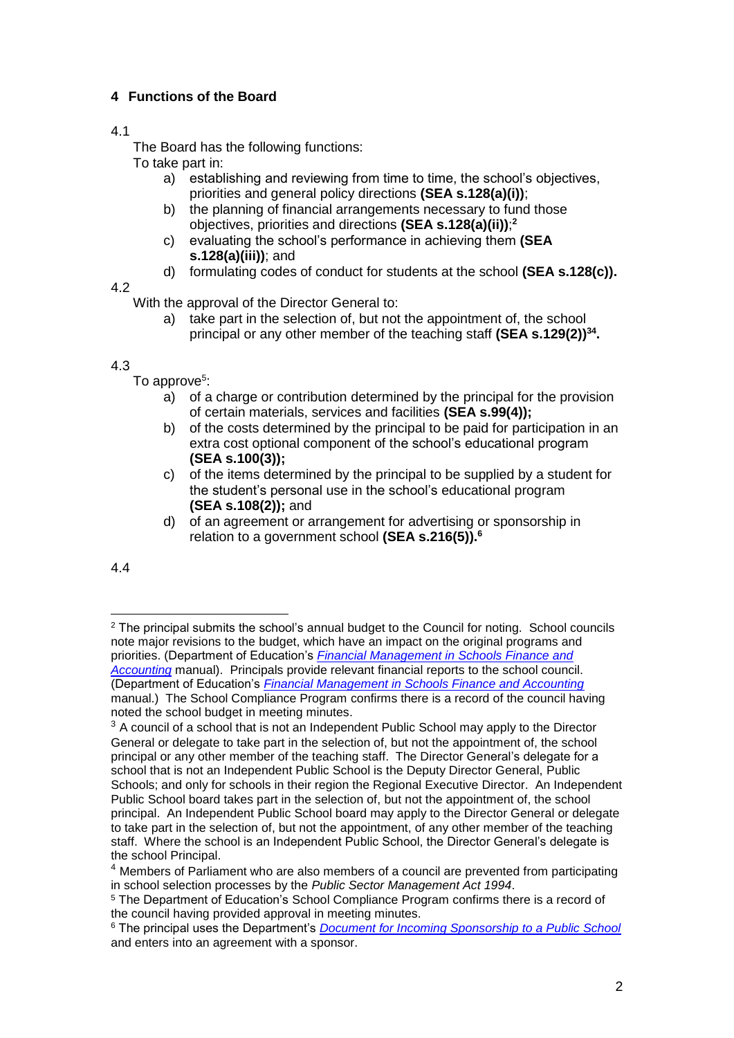## 4 Functions of the Board

4.1

The Board has the following functions:

To take part in:

a) establishing and reviewing from time to time, the school's objectives, priorities and general policy directions **(SEA s.128(a)(i))**;
b) the planning of financial arrangements necessary to fund those objectives, priorities and directions **(SEA s.128(a)(ii))**;[2]
c) evaluating the school's performance in achieving them **(SEA s.128(a)(iii))**; and
d) formulating codes of conduct for students at the school **(SEA s.128(c)).**

4.2

With the approval of the Director General to:

a) take part in the selection of, but not the appointment of, the school principal or any other member of the teaching staff **(SEA s.129(2))[3][4].**

4.3

To approve[5]:

a) of a charge or contribution determined by the principal for the provision of certain materials, services and facilities **(SEA s.99(4));**
b) of the costs determined by the principal to be paid for participation in an extra cost optional component of the school's educational program **(SEA s.100(3));**
c) of the items determined by the principal to be supplied by a student for the student's personal use in the school's educational program **(SEA s.108(2));** and
d) of an agreement or arrangement for advertising or sponsorship in relation to a government school **(SEA s.216(5)).[6]**

4.4

---

[2] The principal submits the school's annual budget to the Council for noting. School councils note major revisions to the budget, which have an impact on the original programs and priorities. (Department of Education's *Financial Management in Schools Finance and Accounting* manual). Principals provide relevant financial reports to the school council. (Department of Education's *Financial Management in Schools Finance and Accounting* manual.) The School Compliance Program confirms there is a record of the council having noted the school budget in meeting minutes.

[3] A council of a school that is not an Independent Public School may apply to the Director General or delegate to take part in the selection of, but not the appointment of, the school principal or any other member of the teaching staff. The Director General's delegate for a school that is not an Independent Public School is the Deputy Director General, Public Schools; and only for schools in their region the Regional Executive Director. An Independent Public School board takes part in the selection of, but not the appointment of, the school principal. An Independent Public School board may apply to the Director General or delegate to take part in the selection of, but not the appointment, of any other member of the teaching staff. Where the school is an Independent Public School, the Director General's delegate is the school Principal.

[4] Members of Parliament who are also members of a council are prevented from participating in school selection processes by the *Public Sector Management Act 1994*.

[5] The Department of Education's School Compliance Program confirms there is a record of the council having provided approval in meeting minutes.

[6] The principal uses the Department's *Document for Incoming Sponsorship to a Public School* and enters into an agreement with a sponsor.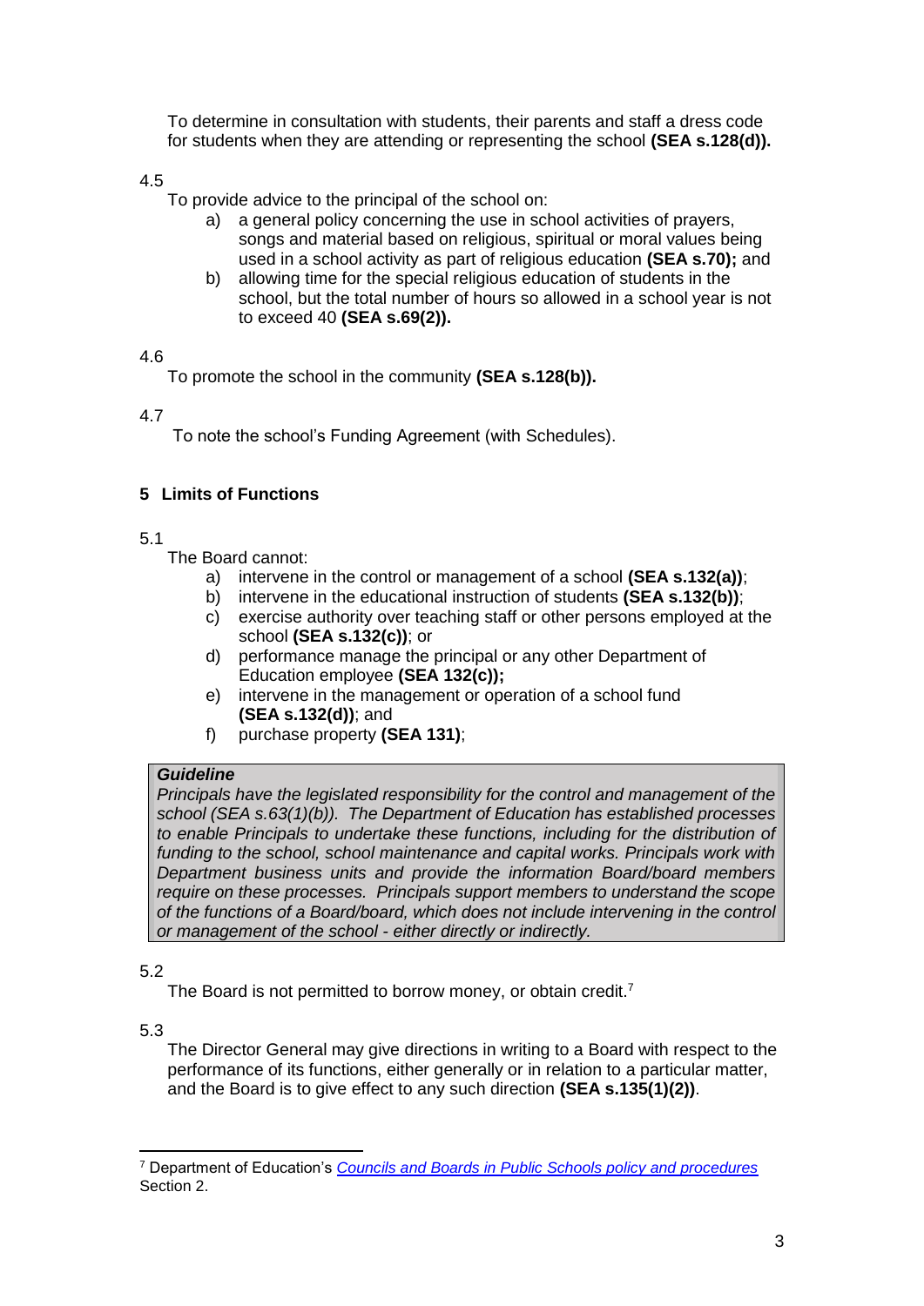To determine in consultation with students, their parents and staff a dress code for students when they are attending or representing the school **(SEA s.128(d)).**

4.5

To provide advice to the principal of the school on:

a) a general policy concerning the use in school activities of prayers, songs and material based on religious, spiritual or moral values being used in a school activity as part of religious education **(SEA s.70);** and
b) allowing time for the special religious education of students in the school, but the total number of hours so allowed in a school year is not to exceed 40 **(SEA s.69(2)).**

4.6

To promote the school in the community **(SEA s.128(b)).**

4.7

To note the school's Funding Agreement (with Schedules).

**5 Limits of Functions**

5.1

The Board cannot:

a) intervene in the control or management of a school **(SEA s.132(a))**;
b) intervene in the educational instruction of students **(SEA s.132(b))**;
c) exercise authority over teaching staff or other persons employed at the school **(SEA s.132(c))**; or
d) performance manage the principal or any other Department of Education employee **(SEA 132(c));**
e) intervene in the management or operation of a school fund **(SEA s.132(d))**; and
f) purchase property **(SEA 131)**;

> ***Guideline***
> *Principals have the legislated responsibility for the control and management of the school (SEA s.63(1)(b)). The Department of Education has established processes to enable Principals to undertake these functions, including for the distribution of funding to the school, school maintenance and capital works. Principals work with Department business units and provide the information Board/board members require on these processes. Principals support members to understand the scope of the functions of a Board/board, which does not include intervening in the control or management of the school - either directly or indirectly.*

5.2

The Board is not permitted to borrow money, or obtain credit.[7]

5.3

The Director General may give directions in writing to a Board with respect to the performance of its functions, either generally or in relation to a particular matter, and the Board is to give effect to any such direction **(SEA s.135(1)(2))**.

---

[7] Department of Education's *Councils and Boards in Public Schools policy and procedures* Section 2.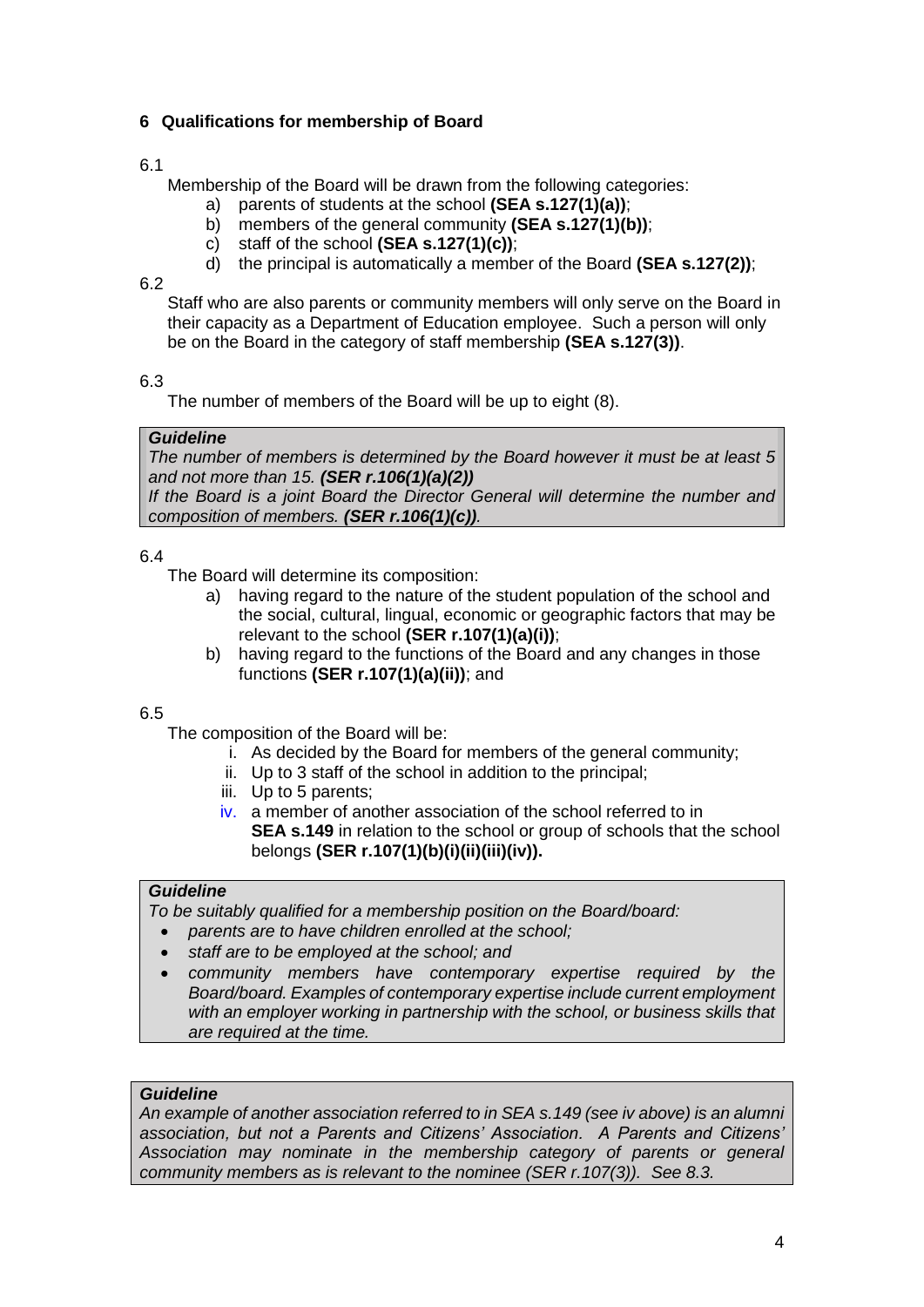## 6 Qualifications for membership of Board

6.1

Membership of the Board will be drawn from the following categories:

a) parents of students at the school **(SEA s.127(1)(a))**;
b) members of the general community **(SEA s.127(1)(b))**;
c) staff of the school **(SEA s.127(1)(c))**;
d) the principal is automatically a member of the Board **(SEA s.127(2))**;

6.2

Staff who are also parents or community members will only serve on the Board in their capacity as a Department of Education employee. Such a person will only be on the Board in the category of staff membership **(SEA s.127(3))**.

6.3

The number of members of the Board will be up to eight (8).

> ***Guideline***
> *The number of members is determined by the Board however it must be at least 5 and not more than 15.* ***(SER r.106(1)(a)(2))***
> *If the Board is a joint Board the Director General will determine the number and composition of members.* ***(SER r.106(1)(c))****.*

6.4

The Board will determine its composition:

a) having regard to the nature of the student population of the school and the social, cultural, lingual, economic or geographic factors that may be relevant to the school **(SER r.107(1)(a)(i))**;
b) having regard to the functions of the Board and any changes in those functions **(SER r.107(1)(a)(ii))**; and

6.5

The composition of the Board will be:

i. As decided by the Board for members of the general community;
ii. Up to 3 staff of the school in addition to the principal;
iii. Up to 5 parents;
iv. a member of another association of the school referred to in **SEA s.149** in relation to the school or group of schools that the school belongs **(SER r.107(1)(b)(i)(ii)(iii)(iv)).**

> ***Guideline***
> *To be suitably qualified for a membership position on the Board/board:*
> - *parents are to have children enrolled at the school;*
> - *staff are to be employed at the school; and*
> - *community members have contemporary expertise required by the Board/board. Examples of contemporary expertise include current employment with an employer working in partnership with the school, or business skills that are required at the time.*

> ***Guideline***
> *An example of another association referred to in SEA s.149 (see iv above) is an alumni association, but not a Parents and Citizens' Association. A Parents and Citizens' Association may nominate in the membership category of parents or general community members as is relevant to the nominee (SER r.107(3)). See 8.3.*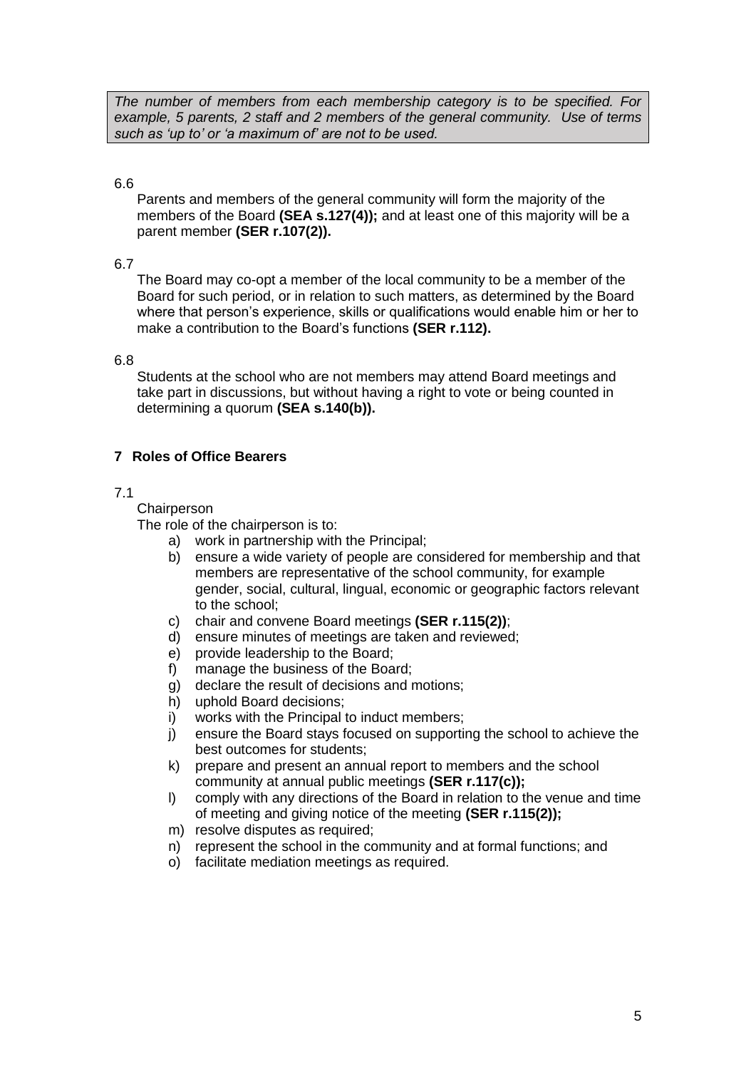*The number of members from each membership category is to be specified. For example, 5 parents, 2 staff and 2 members of the general community. Use of terms such as 'up to' or 'a maximum of' are not to be used.*

6.6

Parents and members of the general community will form the majority of the members of the Board **(SEA s.127(4));** and at least one of this majority will be a parent member **(SER r.107(2)).**

6.7

The Board may co-opt a member of the local community to be a member of the Board for such period, or in relation to such matters, as determined by the Board where that person's experience, skills or qualifications would enable him or her to make a contribution to the Board's functions **(SER r.112).**

6.8

Students at the school who are not members may attend Board meetings and take part in discussions, but without having a right to vote or being counted in determining a quorum **(SEA s.140(b)).**

## 7 Roles of Office Bearers

7.1

Chairperson

The role of the chairperson is to:

a) work in partnership with the Principal;
b) ensure a wide variety of people are considered for membership and that members are representative of the school community, for example gender, social, cultural, lingual, economic or geographic factors relevant to the school;
c) chair and convene Board meetings **(SER r.115(2))**;
d) ensure minutes of meetings are taken and reviewed;
e) provide leadership to the Board;
f) manage the business of the Board;
g) declare the result of decisions and motions;
h) uphold Board decisions;
i) works with the Principal to induct members;
j) ensure the Board stays focused on supporting the school to achieve the best outcomes for students;
k) prepare and present an annual report to members and the school community at annual public meetings **(SER r.117(c));**
l) comply with any directions of the Board in relation to the venue and time of meeting and giving notice of the meeting **(SER r.115(2));**
m) resolve disputes as required;
n) represent the school in the community and at formal functions; and
o) facilitate mediation meetings as required.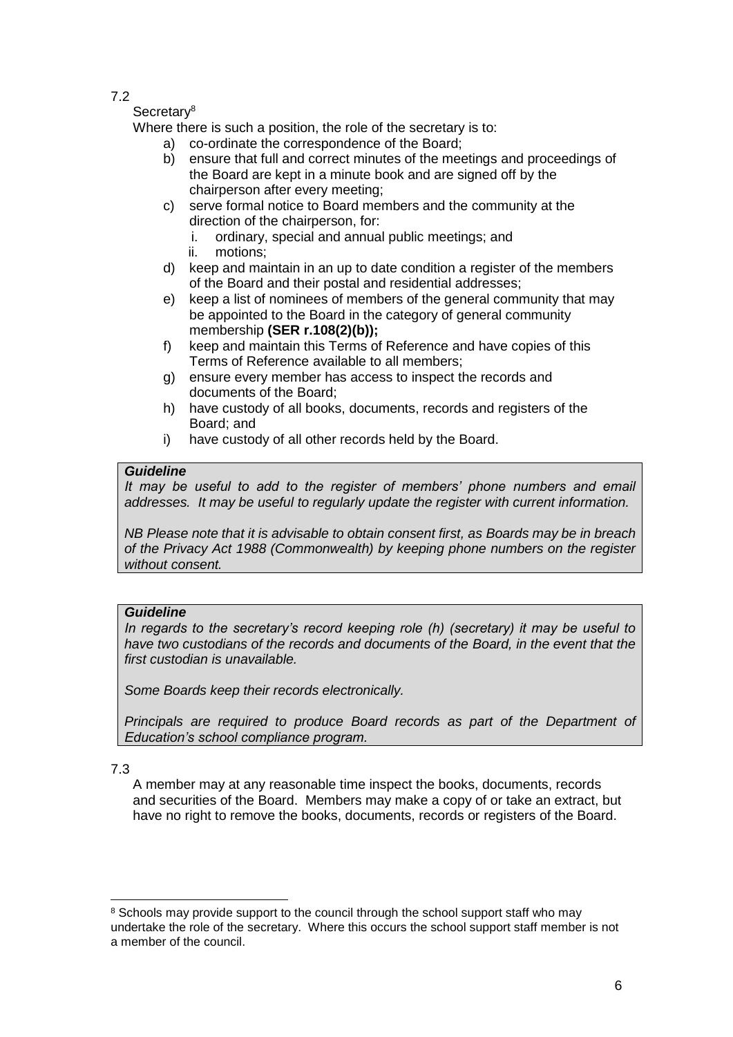7.2

Secretary[8]

Where there is such a position, the role of the secretary is to:

a) co-ordinate the correspondence of the Board;
b) ensure that full and correct minutes of the meetings and proceedings of the Board are kept in a minute book and are signed off by the chairperson after every meeting;
c) serve formal notice to Board members and the community at the direction of the chairperson, for:
   i. ordinary, special and annual public meetings; and
   ii. motions;
d) keep and maintain in an up to date condition a register of the members of the Board and their postal and residential addresses;
e) keep a list of nominees of members of the general community that may be appointed to the Board in the category of general community membership **(SER r.108(2)(b));**
f) keep and maintain this Terms of Reference and have copies of this Terms of Reference available to all members;
g) ensure every member has access to inspect the records and documents of the Board;
h) have custody of all books, documents, records and registers of the Board; and
i) have custody of all other records held by the Board.

> ***Guideline***
>
> *It may be useful to add to the register of members' phone numbers and email addresses. It may be useful to regularly update the register with current information.*
>
> *NB Please note that it is advisable to obtain consent first, as Boards may be in breach of the Privacy Act 1988 (Commonwealth) by keeping phone numbers on the register without consent.*

> ***Guideline***
>
> *In regards to the secretary's record keeping role (h) (secretary) it may be useful to have two custodians of the records and documents of the Board, in the event that the first custodian is unavailable.*
>
> *Some Boards keep their records electronically.*
>
> *Principals are required to produce Board records as part of the Department of Education's school compliance program.*

7.3

A member may at any reasonable time inspect the books, documents, records and securities of the Board. Members may make a copy of or take an extract, but have no right to remove the books, documents, records or registers of the Board.

---

[8] Schools may provide support to the council through the school support staff who may undertake the role of the secretary. Where this occurs the school support staff member is not a member of the council.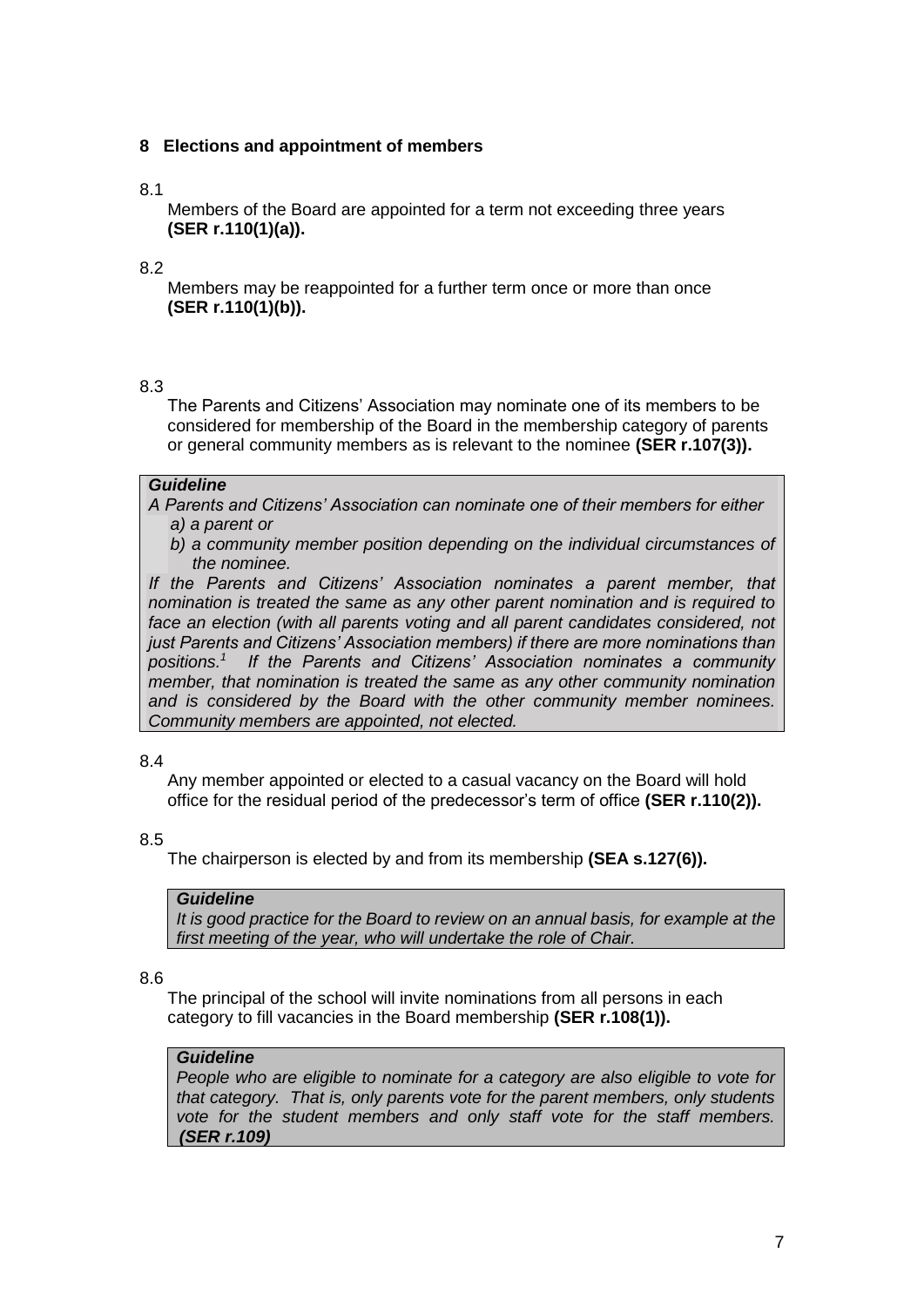## 8 Elections and appointment of members

8.1

Members of the Board are appointed for a term not exceeding three years **(SER r.110(1)(a)).**

8.2

Members may be reappointed for a further term once or more than once **(SER r.110(1)(b)).**

8.3

The Parents and Citizens' Association may nominate one of its members to be considered for membership of the Board in the membership category of parents or general community members as is relevant to the nominee **(SER r.107(3)).**

> ***Guideline***
>
> *A Parents and Citizens' Association can nominate one of their members for either*
>
> *a) a parent or*
>
> *b) a community member position depending on the individual circumstances of the nominee.*
>
> *If the Parents and Citizens' Association nominates a parent member, that nomination is treated the same as any other parent nomination and is required to face an election (with all parents voting and all parent candidates considered, not just Parents and Citizens' Association members) if there are more nominations than positions.[1] If the Parents and Citizens' Association nominates a community member, that nomination is treated the same as any other community nomination and is considered by the Board with the other community member nominees. Community members are appointed, not elected.*

8.4

Any member appointed or elected to a casual vacancy on the Board will hold office for the residual period of the predecessor's term of office **(SER r.110(2)).**

8.5

The chairperson is elected by and from its membership **(SEA s.127(6)).**

> ***Guideline***
>
> *It is good practice for the Board to review on an annual basis, for example at the first meeting of the year, who will undertake the role of Chair.*

8.6

The principal of the school will invite nominations from all persons in each category to fill vacancies in the Board membership **(SER r.108(1)).**

> ***Guideline***
>
> *People who are eligible to nominate for a category are also eligible to vote for that category. That is, only parents vote for the parent members, only students vote for the student members and only staff vote for the staff members.* ***(SER r.109)***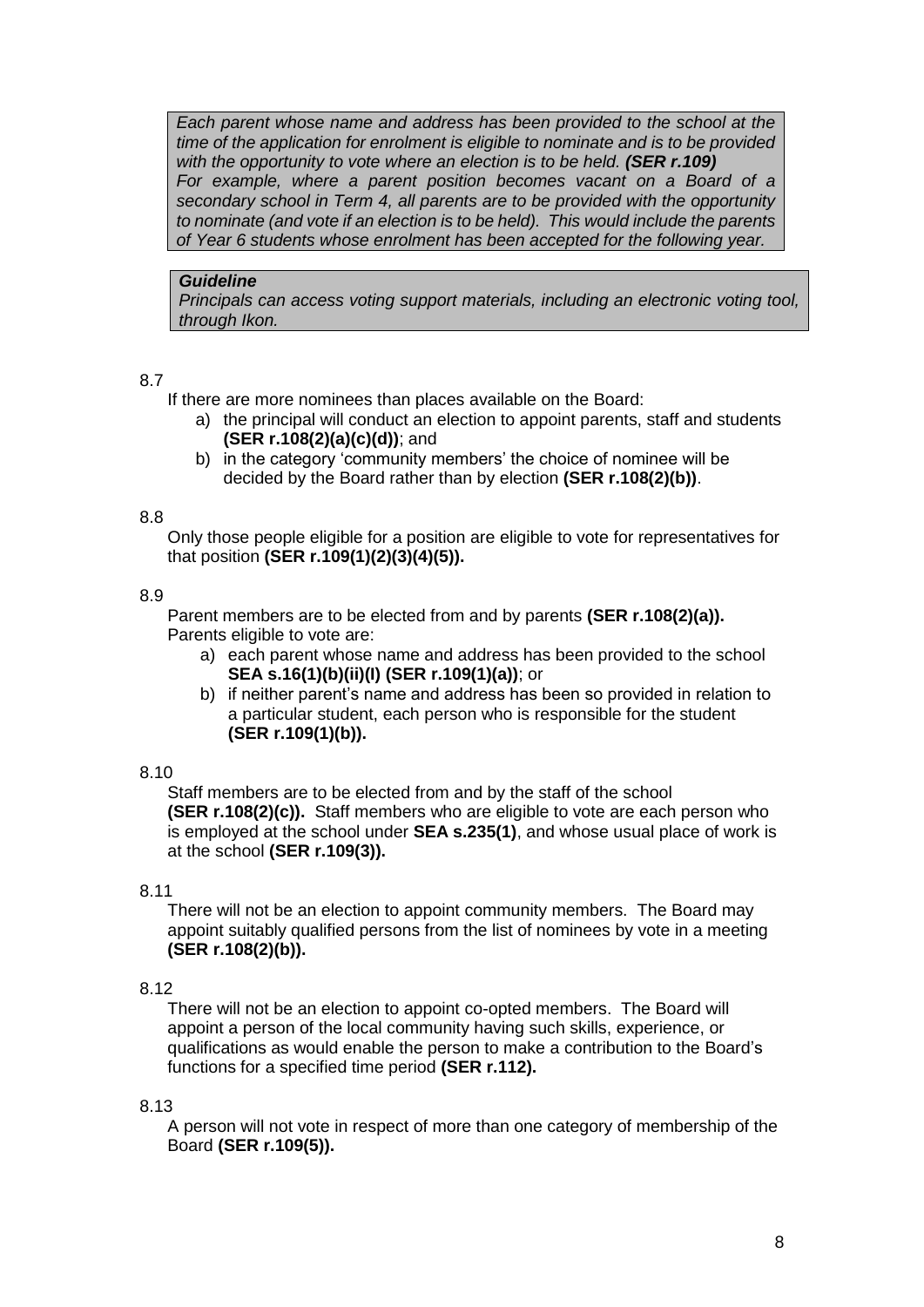*Each parent whose name and address has been provided to the school at the time of the application for enrolment is eligible to nominate and is to be provided with the opportunity to vote where an election is to be held.* ***(SER r.109)***
*For example, where a parent position becomes vacant on a Board of a secondary school in Term 4, all parents are to be provided with the opportunity to nominate (and vote if an election is to be held). This would include the parents of Year 6 students whose enrolment has been accepted for the following year.*

***Guideline***
*Principals can access voting support materials, including an electronic voting tool, through Ikon.*

8.7

If there are more nominees than places available on the Board:

a) the principal will conduct an election to appoint parents, staff and students **(SER r.108(2)(a)(c)(d))**; and
b) in the category 'community members' the choice of nominee will be decided by the Board rather than by election **(SER r.108(2)(b))**.

8.8

Only those people eligible for a position are eligible to vote for representatives for that position **(SER r.109(1)(2)(3)(4)(5)).**

8.9

Parent members are to be elected from and by parents **(SER r.108(2)(a)).** Parents eligible to vote are:

a) each parent whose name and address has been provided to the school **SEA s.16(1)(b)(ii)(I) (SER r.109(1)(a))**; or
b) if neither parent's name and address has been so provided in relation to a particular student, each person who is responsible for the student **(SER r.109(1)(b)).**

8.10

Staff members are to be elected from and by the staff of the school **(SER r.108(2)(c)).** Staff members who are eligible to vote are each person who is employed at the school under **SEA s.235(1)**, and whose usual place of work is at the school **(SER r.109(3)).**

8.11

There will not be an election to appoint community members. The Board may appoint suitably qualified persons from the list of nominees by vote in a meeting **(SER r.108(2)(b)).**

8.12

There will not be an election to appoint co-opted members. The Board will appoint a person of the local community having such skills, experience, or qualifications as would enable the person to make a contribution to the Board's functions for a specified time period **(SER r.112).**

8.13

A person will not vote in respect of more than one category of membership of the Board **(SER r.109(5)).**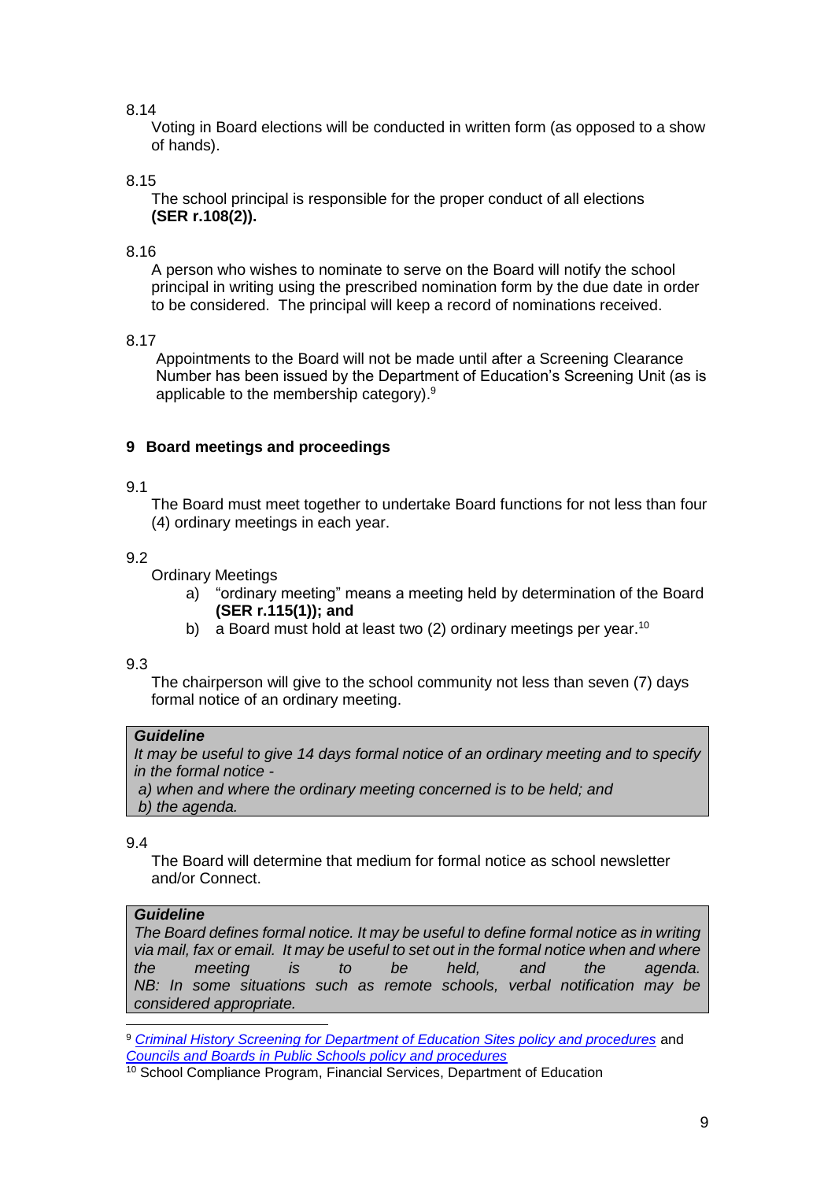8.14

Voting in Board elections will be conducted in written form (as opposed to a show of hands).

8.15

The school principal is responsible for the proper conduct of all elections **(SER r.108(2)).**

8.16

A person who wishes to nominate to serve on the Board will notify the school principal in writing using the prescribed nomination form by the due date in order to be considered. The principal will keep a record of nominations received.

8.17

Appointments to the Board will not be made until after a Screening Clearance Number has been issued by the Department of Education's Screening Unit (as is applicable to the membership category).[9]

## 9 Board meetings and proceedings

9.1

The Board must meet together to undertake Board functions for not less than four (4) ordinary meetings in each year.

9.2

Ordinary Meetings

a) "ordinary meeting" means a meeting held by determination of the Board **(SER r.115(1)); and**

b) a Board must hold at least two (2) ordinary meetings per year.[10]

9.3

The chairperson will give to the school community not less than seven (7) days formal notice of an ordinary meeting.

> ***Guideline***
>
> *It may be useful to give 14 days formal notice of an ordinary meeting and to specify in the formal notice -*
>
> *a) when and where the ordinary meeting concerned is to be held; and*
>
> *b) the agenda.*

9.4

The Board will determine that medium for formal notice as school newsletter and/or Connect.

> ***Guideline***
>
> *The Board defines formal notice. It may be useful to define formal notice as in writing via mail, fax or email. It may be useful to set out in the formal notice when and where the meeting is to be held, and the agenda.*
>
> *NB: In some situations such as remote schools, verbal notification may be considered appropriate.*

---

[9] *Criminal History Screening for Department of Education Sites policy and procedures* and *Councils and Boards in Public Schools policy and procedures*

[10] School Compliance Program, Financial Services, Department of Education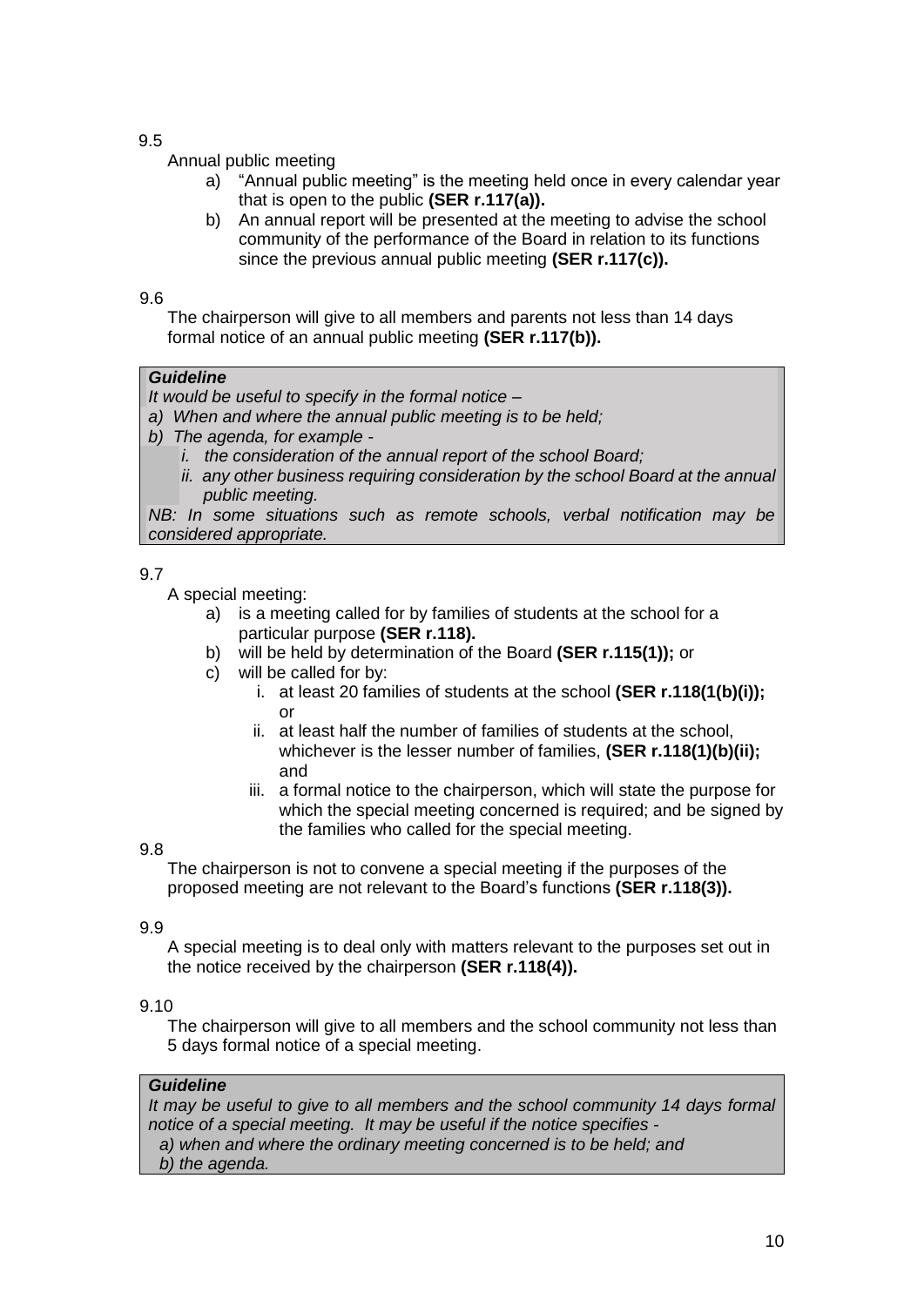9.5

Annual public meeting

a) "Annual public meeting" is the meeting held once in every calendar year that is open to the public **(SER r.117(a)).**
b) An annual report will be presented at the meeting to advise the school community of the performance of the Board in relation to its functions since the previous annual public meeting **(SER r.117(c)).**

9.6

The chairperson will give to all members and parents not less than 14 days formal notice of an annual public meeting **(SER r.117(b)).**

> ***Guideline***
>
> *It would be useful to specify in the formal notice –*
>
> *a) When and where the annual public meeting is to be held;*
>
> *b) The agenda, for example -*
>
> *i. the consideration of the annual report of the school Board;*
>
> *ii. any other business requiring consideration by the school Board at the annual public meeting.*
>
> *NB: In some situations such as remote schools, verbal notification may be considered appropriate.*

9.7

A special meeting:

a) is a meeting called for by families of students at the school for a particular purpose **(SER r.118).**
b) will be held by determination of the Board **(SER r.115(1));** or
c) will be called for by:
   i. at least 20 families of students at the school **(SER r.118(1(b)(i));** or
   ii. at least half the number of families of students at the school, whichever is the lesser number of families, **(SER r.118(1)(b)(ii);** and
   iii. a formal notice to the chairperson, which will state the purpose for which the special meeting concerned is required; and be signed by the families who called for the special meeting.

9.8

The chairperson is not to convene a special meeting if the purposes of the proposed meeting are not relevant to the Board's functions **(SER r.118(3)).**

9.9

A special meeting is to deal only with matters relevant to the purposes set out in the notice received by the chairperson **(SER r.118(4)).**

9.10

The chairperson will give to all members and the school community not less than 5 days formal notice of a special meeting.

> ***Guideline***
>
> *It may be useful to give to all members and the school community 14 days formal notice of a special meeting. It may be useful if the notice specifies -*
>
> *a) when and where the ordinary meeting concerned is to be held; and*
>
> *b) the agenda.*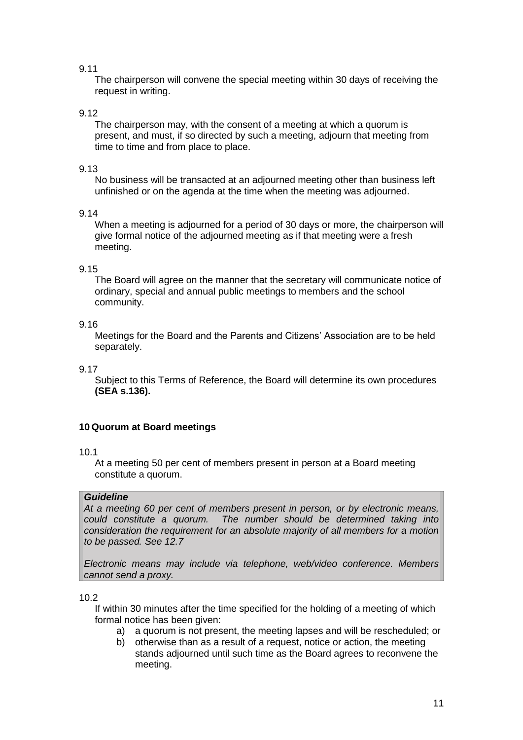9.11

The chairperson will convene the special meeting within 30 days of receiving the request in writing.

9.12

The chairperson may, with the consent of a meeting at which a quorum is present, and must, if so directed by such a meeting, adjourn that meeting from time to time and from place to place.

9.13

No business will be transacted at an adjourned meeting other than business left unfinished or on the agenda at the time when the meeting was adjourned.

9.14

When a meeting is adjourned for a period of 30 days or more, the chairperson will give formal notice of the adjourned meeting as if that meeting were a fresh meeting.

9.15

The Board will agree on the manner that the secretary will communicate notice of ordinary, special and annual public meetings to members and the school community.

9.16

Meetings for the Board and the Parents and Citizens' Association are to be held separately.

9.17

Subject to this Terms of Reference, the Board will determine its own procedures **(SEA s.136).**

## 10 Quorum at Board meetings

10.1

At a meeting 50 per cent of members present in person at a Board meeting constitute a quorum.

> ***Guideline***
>
> *At a meeting 60 per cent of members present in person, or by electronic means, could constitute a quorum. The number should be determined taking into consideration the requirement for an absolute majority of all members for a motion to be passed. See 12.7*
>
> *Electronic means may include via telephone, web/video conference. Members cannot send a proxy.*

10.2

If within 30 minutes after the time specified for the holding of a meeting of which formal notice has been given:

a) a quorum is not present, the meeting lapses and will be rescheduled; or
b) otherwise than as a result of a request, notice or action, the meeting stands adjourned until such time as the Board agrees to reconvene the meeting.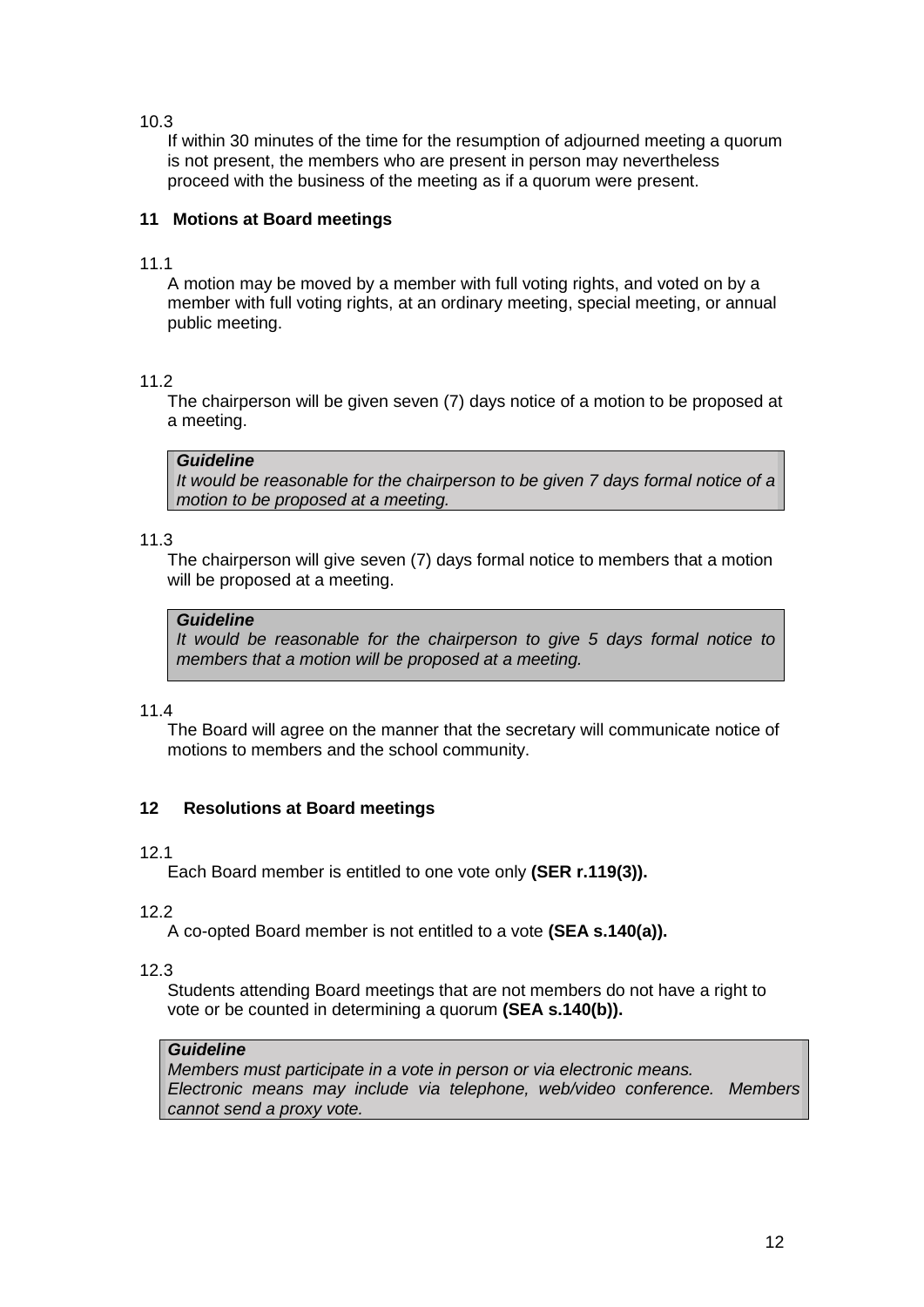10.3

If within 30 minutes of the time for the resumption of adjourned meeting a quorum is not present, the members who are present in person may nevertheless proceed with the business of the meeting as if a quorum were present.

## 11 Motions at Board meetings

11.1

A motion may be moved by a member with full voting rights, and voted on by a member with full voting rights, at an ordinary meeting, special meeting, or annual public meeting.

11.2

The chairperson will be given seven (7) days notice of a motion to be proposed at a meeting.

> ***Guideline***
> *It would be reasonable for the chairperson to be given 7 days formal notice of a motion to be proposed at a meeting.*

11.3

The chairperson will give seven (7) days formal notice to members that a motion will be proposed at a meeting.

> ***Guideline***
> *It would be reasonable for the chairperson to give 5 days formal notice to members that a motion will be proposed at a meeting.*

11.4

The Board will agree on the manner that the secretary will communicate notice of motions to members and the school community.

## 12 Resolutions at Board meetings

12.1

Each Board member is entitled to one vote only **(SER r.119(3)).**

12.2

A co-opted Board member is not entitled to a vote **(SEA s.140(a)).**

12.3

Students attending Board meetings that are not members do not have a right to vote or be counted in determining a quorum **(SEA s.140(b)).**

> ***Guideline***
> *Members must participate in a vote in person or via electronic means.*
> *Electronic means may include via telephone, web/video conference. Members cannot send a proxy vote.*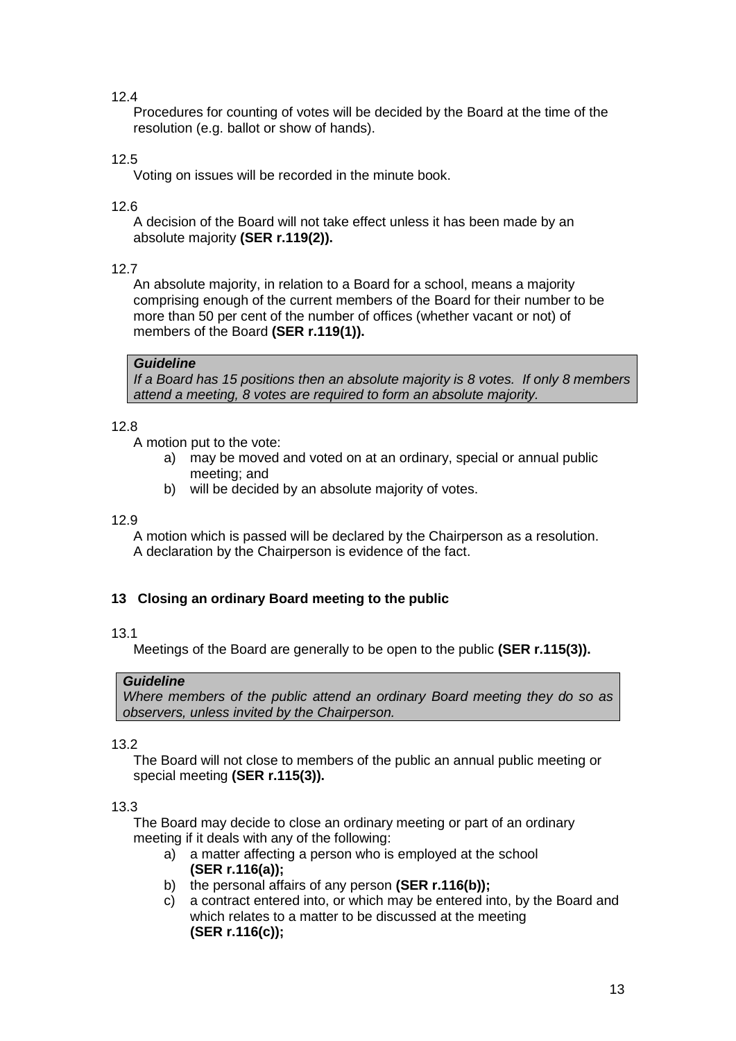12.4

Procedures for counting of votes will be decided by the Board at the time of the resolution (e.g. ballot or show of hands).

12.5

Voting on issues will be recorded in the minute book.

12.6

A decision of the Board will not take effect unless it has been made by an absolute majority **(SER r.119(2)).**

12.7

An absolute majority, in relation to a Board for a school, means a majority comprising enough of the current members of the Board for their number to be more than 50 per cent of the number of offices (whether vacant or not) of members of the Board **(SER r.119(1)).**

> ***Guideline***
> *If a Board has 15 positions then an absolute majority is 8 votes. If only 8 members attend a meeting, 8 votes are required to form an absolute majority.*

12.8

A motion put to the vote:

a) may be moved and voted on at an ordinary, special or annual public meeting; and
b) will be decided by an absolute majority of votes.

12.9

A motion which is passed will be declared by the Chairperson as a resolution. A declaration by the Chairperson is evidence of the fact.

### 13 Closing an ordinary Board meeting to the public

13.1

Meetings of the Board are generally to be open to the public **(SER r.115(3)).**

> ***Guideline***
> *Where members of the public attend an ordinary Board meeting they do so as observers, unless invited by the Chairperson.*

13.2

The Board will not close to members of the public an annual public meeting or special meeting **(SER r.115(3)).**

13.3

The Board may decide to close an ordinary meeting or part of an ordinary meeting if it deals with any of the following:

a) a matter affecting a person who is employed at the school **(SER r.116(a));**
b) the personal affairs of any person **(SER r.116(b));**
c) a contract entered into, or which may be entered into, by the Board and which relates to a matter to be discussed at the meeting **(SER r.116(c));**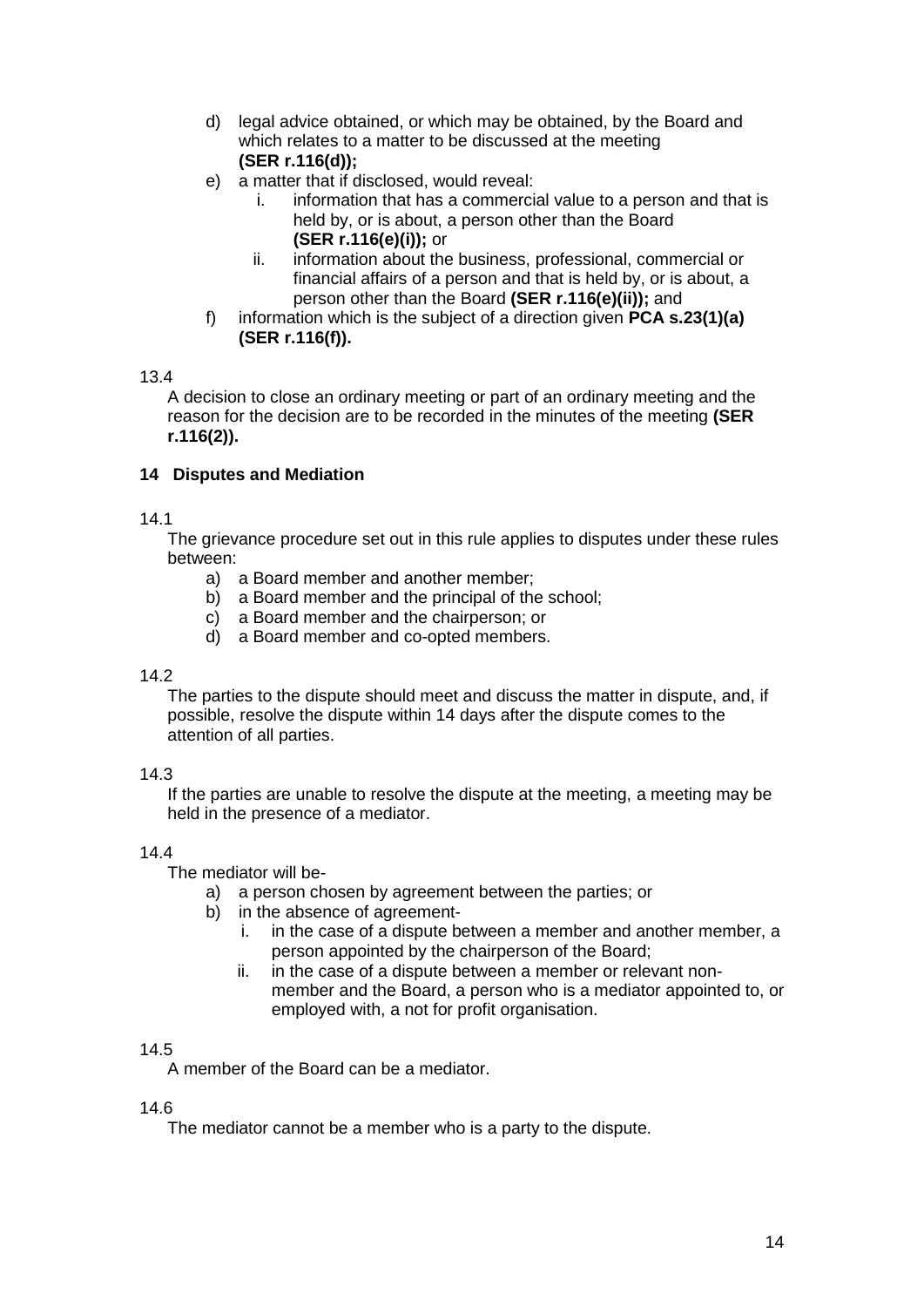d) legal advice obtained, or which may be obtained, by the Board and which relates to a matter to be discussed at the meeting **(SER r.116(d));**

e) a matter that if disclosed, would reveal:
   i. information that has a commercial value to a person and that is held by, or is about, a person other than the Board **(SER r.116(e)(i));** or
   ii. information about the business, professional, commercial or financial affairs of a person and that is held by, or is about, a person other than the Board **(SER r.116(e)(ii));** and

f) information which is the subject of a direction given **PCA s.23(1)(a) (SER r.116(f)).**

13.4

A decision to close an ordinary meeting or part of an ordinary meeting and the reason for the decision are to be recorded in the minutes of the meeting **(SER r.116(2)).**

## 14 Disputes and Mediation

14.1

The grievance procedure set out in this rule applies to disputes under these rules between:

a) a Board member and another member;
b) a Board member and the principal of the school;
c) a Board member and the chairperson; or
d) a Board member and co-opted members.

14.2

The parties to the dispute should meet and discuss the matter in dispute, and, if possible, resolve the dispute within 14 days after the dispute comes to the attention of all parties.

14.3

If the parties are unable to resolve the dispute at the meeting, a meeting may be held in the presence of a mediator.

14.4

The mediator will be-

a) a person chosen by agreement between the parties; or
b) in the absence of agreement-
   i. in the case of a dispute between a member and another member, a person appointed by the chairperson of the Board;
   ii. in the case of a dispute between a member or relevant non-member and the Board, a person who is a mediator appointed to, or employed with, a not for profit organisation.

14.5

A member of the Board can be a mediator.

14.6

The mediator cannot be a member who is a party to the dispute.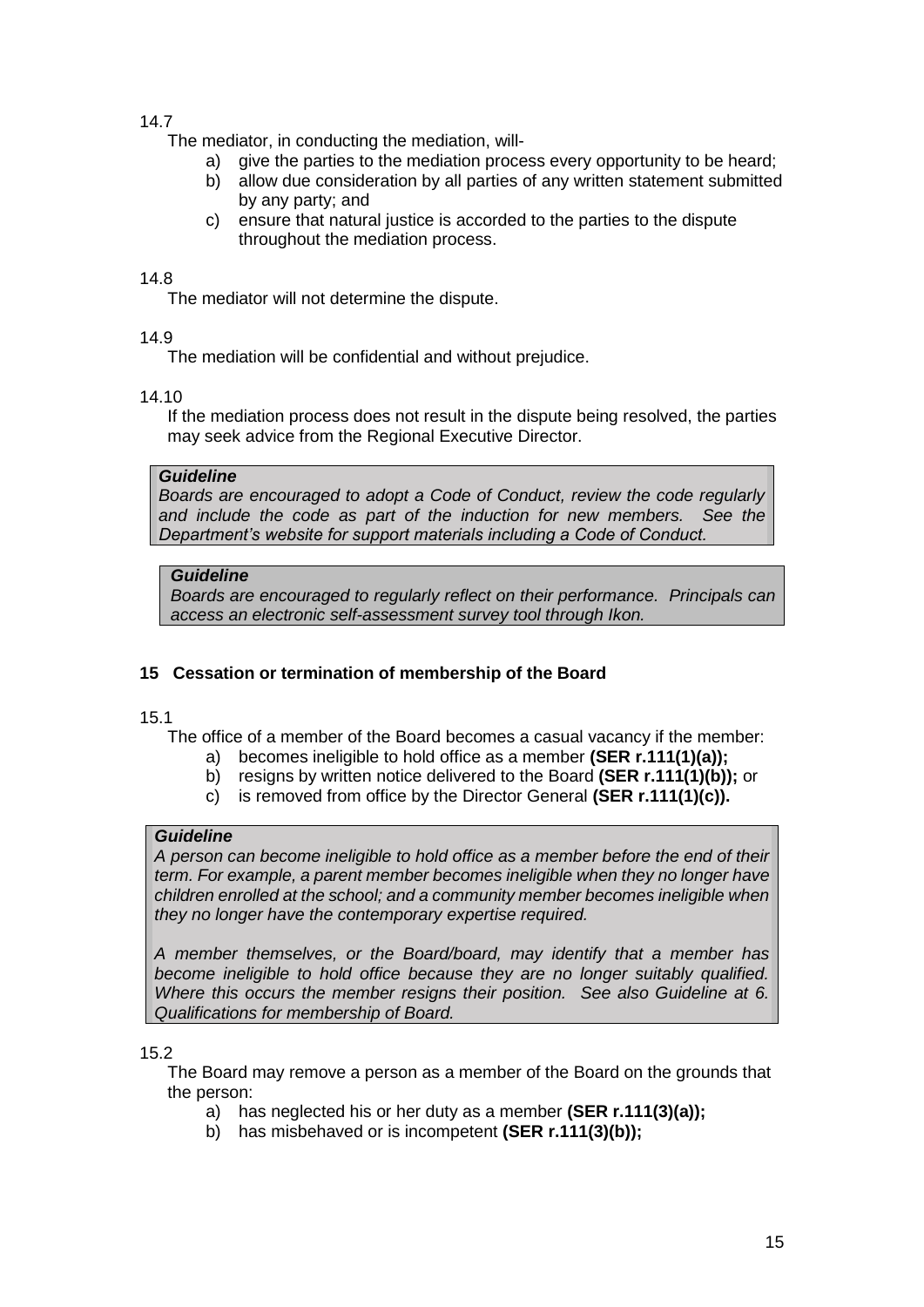14.7

The mediator, in conducting the mediation, will-

a) give the parties to the mediation process every opportunity to be heard;
b) allow due consideration by all parties of any written statement submitted by any party; and
c) ensure that natural justice is accorded to the parties to the dispute throughout the mediation process.

14.8

The mediator will not determine the dispute.

14.9

The mediation will be confidential and without prejudice.

14.10

If the mediation process does not result in the dispute being resolved, the parties may seek advice from the Regional Executive Director.

> ***Guideline***
> *Boards are encouraged to adopt a Code of Conduct, review the code regularly and include the code as part of the induction for new members. See the Department's website for support materials including a Code of Conduct.*

> ***Guideline***
> *Boards are encouraged to regularly reflect on their performance. Principals can access an electronic self-assessment survey tool through Ikon.*

## 15 Cessation or termination of membership of the Board

15.1

The office of a member of the Board becomes a casual vacancy if the member:

a) becomes ineligible to hold office as a member **(SER r.111(1)(a));**
b) resigns by written notice delivered to the Board **(SER r.111(1)(b));** or
c) is removed from office by the Director General **(SER r.111(1)(c)).**

> ***Guideline***
> *A person can become ineligible to hold office as a member before the end of their term. For example, a parent member becomes ineligible when they no longer have children enrolled at the school; and a community member becomes ineligible when they no longer have the contemporary expertise required.*
>
> *A member themselves, or the Board/board, may identify that a member has become ineligible to hold office because they are no longer suitably qualified. Where this occurs the member resigns their position. See also Guideline at 6. Qualifications for membership of Board.*

15.2

The Board may remove a person as a member of the Board on the grounds that the person:

a) has neglected his or her duty as a member **(SER r.111(3)(a));**
b) has misbehaved or is incompetent **(SER r.111(3)(b));**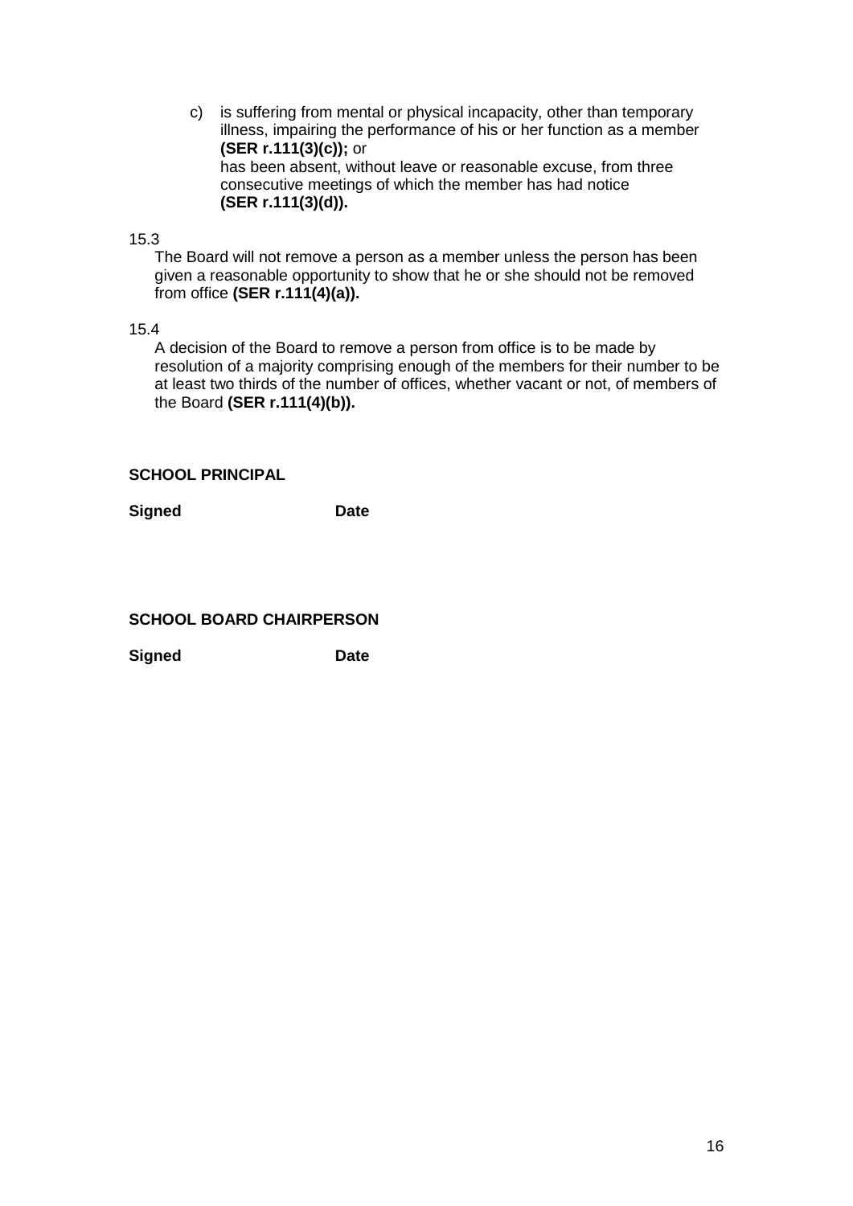c) is suffering from mental or physical incapacity, other than temporary illness, impairing the performance of his or her function as a member **(SER r.111(3)(c));** or
has been absent, without leave or reasonable excuse, from three consecutive meetings of which the member has had notice **(SER r.111(3)(d)).**

15.3

The Board will not remove a person as a member unless the person has been given a reasonable opportunity to show that he or she should not be removed from office **(SER r.111(4)(a)).**

15.4

A decision of the Board to remove a person from office is to be made by resolution of a majority comprising enough of the members for their number to be at least two thirds of the number of offices, whether vacant or not, of members of the Board **(SER r.111(4)(b)).**

**SCHOOL PRINCIPAL**

**Signed** **Date**

**SCHOOL BOARD CHAIRPERSON**

**Signed** **Date**